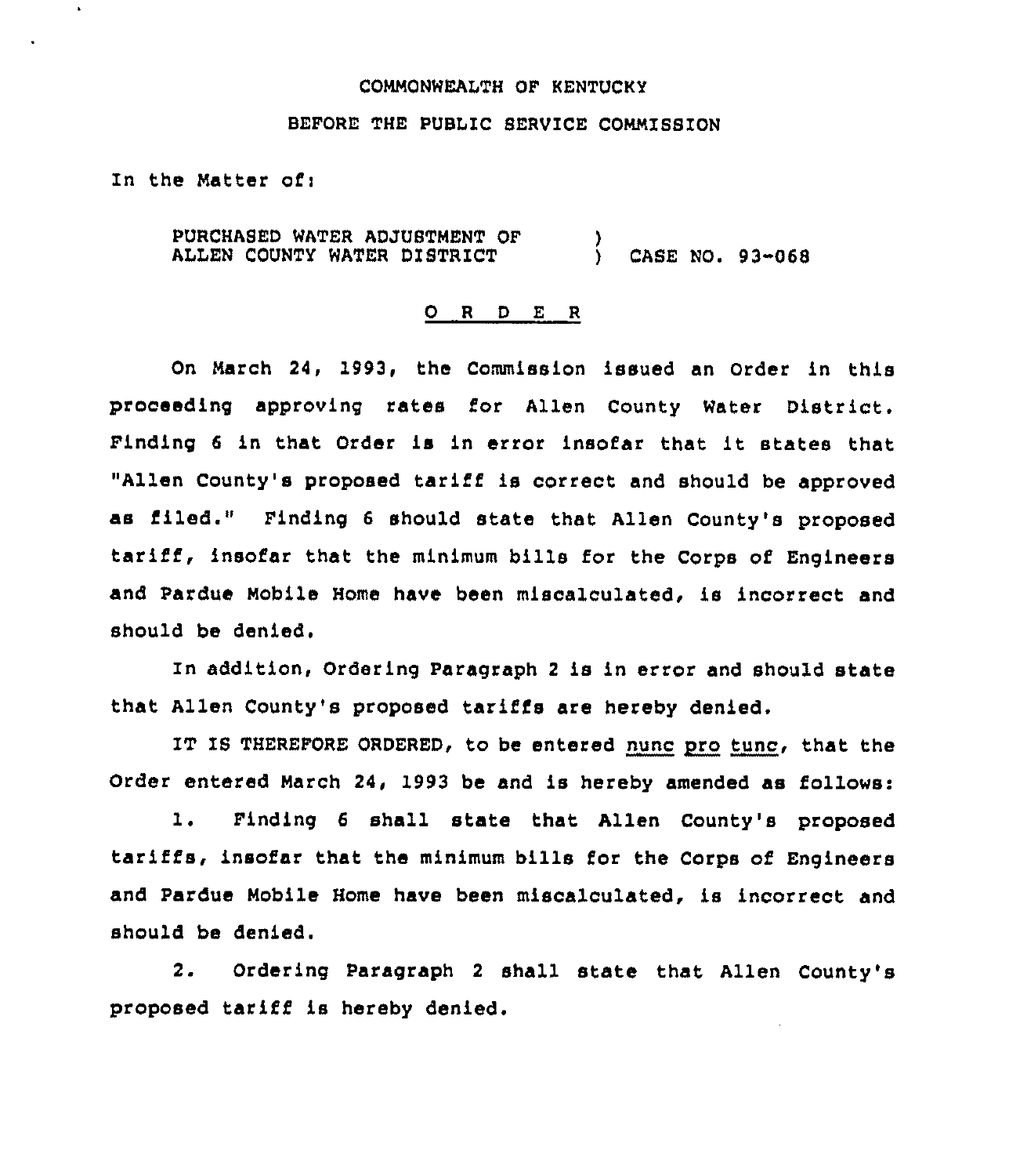COMMONWEALTH OF KENTUCKY

BEFORE THE PUBLIC SERVICE COMMISSION

In the Matter of:

PURCHASED WATER ADJUSTMENT OF ALLEN COUNTY WATER DISTRICT ) CASE NO. 93-068

O R D E R

On March 24, 1993, the Commission issued an Order in this proceeding approving rates for Allen County Water District. Finding 6 in that Order is in error insofar that it states that "Allen County's proposed tariff is correct and should be approved as filed." Finding 6 should state that Allen County's proposed tariff, insofar that the minimum bills for the Corps of Engineers and Pardue Mobile Home have been miscalculated, is incorrect and should be denied.

In addition, Ordering Paragraph 2 is in error and should state that Allen County's proposed tariffs are hereby denied.

IT IS THEREFORE ORDERED, to be entered nunc pro tunc, that the Order entered March 24, 1993 be and is hereby amended as follows:

1. Finding 6 shall state that Allen County's proposed tariffs, insofar that the minimum bills for the Corps of Engineers and Pardue Mobile Home have been miscalculated, is incorrect and should be denied.

2. Ordering Paragraph 2 shall state that Allen County's proposed tariff is hereby denied.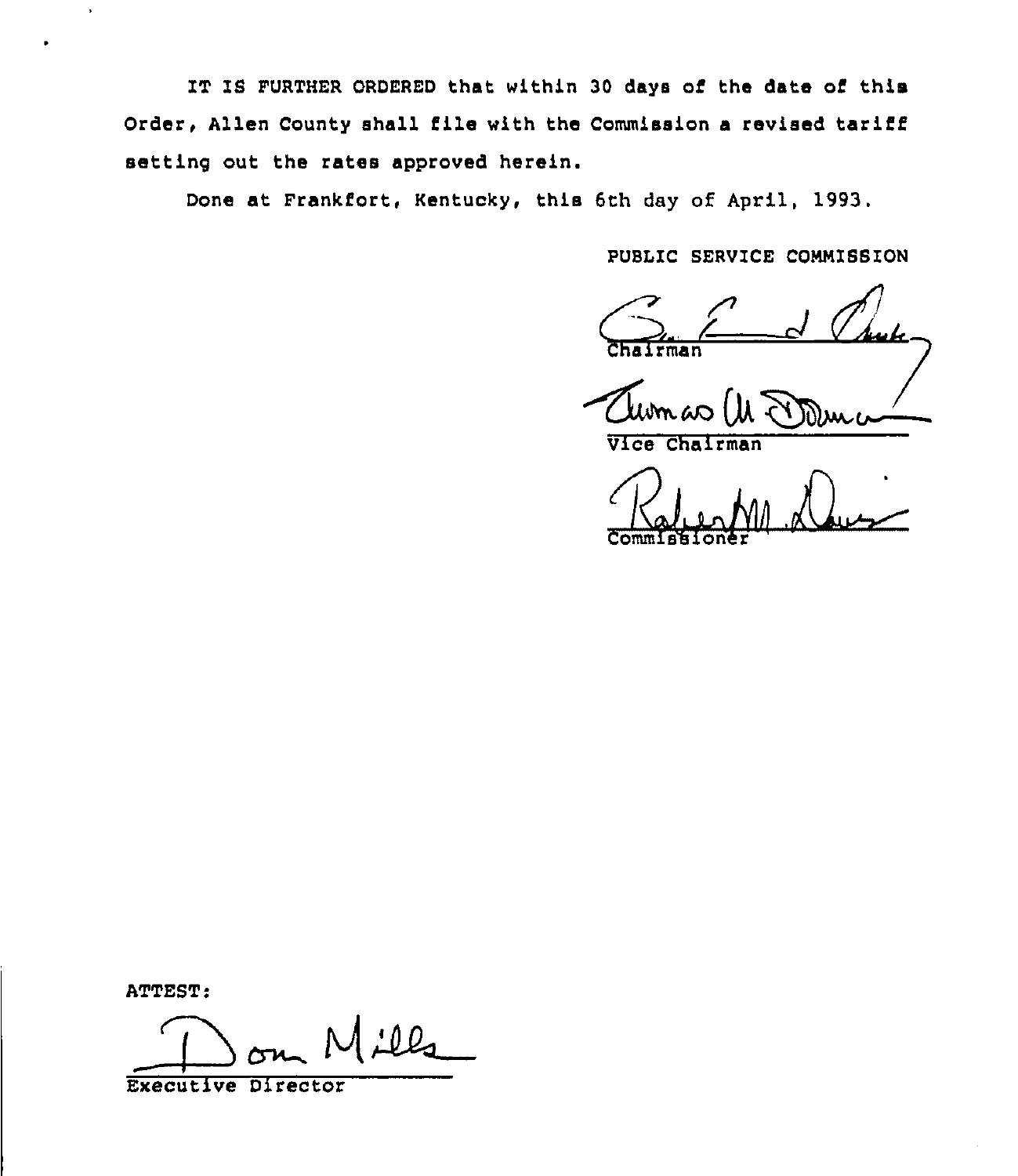IT IS FURTHER ORDERED that within 30 days of the date of this Order, Allen County shall file with the Commission a revised tariff setting out the rates approved herein.

Done at Frankfort, Kentucky, this 6th day of April, 1993.

PUBLIC SERVICE COMMISSION

Chairman

Vice Chairman

Commissioner

ATTEST:

Executive Director